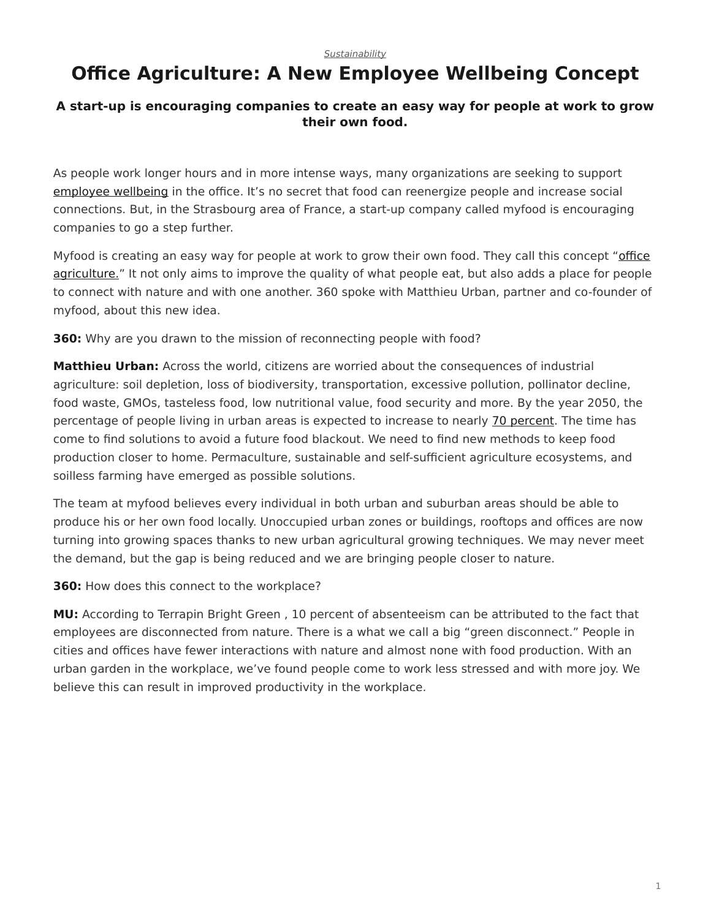*Sustainability*

# Office Agriculture: A New Employee Wellbeing Concept

### A start-up is encouraging companies to create an easy way for people at work to grow their own food.

As people work longer hours and in more intense ways, many organizations are seeking to support employee wellbeing in the office. It's no secret that food can reenergize people and increase social connections. But, in the Strasbourg area of France, a start-up company called myfood is encouraging companies to go a step further.

Myfood is creating an easy way for people at work to grow their own food. They call this concept "office agriculture." It not only aims to improve the quality of what people eat, but also adds a place for people to connect with nature and with one another. 360 spoke with Matthieu Urban, partner and co-founder of myfood, about this new idea.

**360:** Why are you drawn to the mission of reconnecting people with food?

**Matthieu Urban:** Across the world, citizens are worried about the consequences of industrial agriculture: soil depletion, loss of biodiversity, transportation, excessive pollution, pollinator decline, food waste, GMOs, tasteless food, low nutritional value, food security and more. By the year 2050, the percentage of people living in urban areas is expected to increase to nearly 70 percent. The time has come to find solutions to avoid a future food blackout. We need to find new methods to keep food production closer to home. Permaculture, sustainable and self-sufficient agriculture ecosystems, and soilless farming have emerged as possible solutions.

The team at myfood believes every individual in both urban and suburban areas should be able to produce his or her own food locally. Unoccupied urban zones or buildings, rooftops and offices are now turning into growing spaces thanks to new urban agricultural growing techniques. We may never meet the demand, but the gap is being reduced and we are bringing people closer to nature.

**360:** How does this connect to the workplace?

**MU:** According to Terrapin Bright Green , 10 percent of absenteeism can be attributed to the fact that employees are disconnected from nature. There is a what we call a big "green disconnect." People in cities and offices have fewer interactions with nature and almost none with food production. With an urban garden in the workplace, we've found people come to work less stressed and with more joy. We believe this can result in improved productivity in the workplace.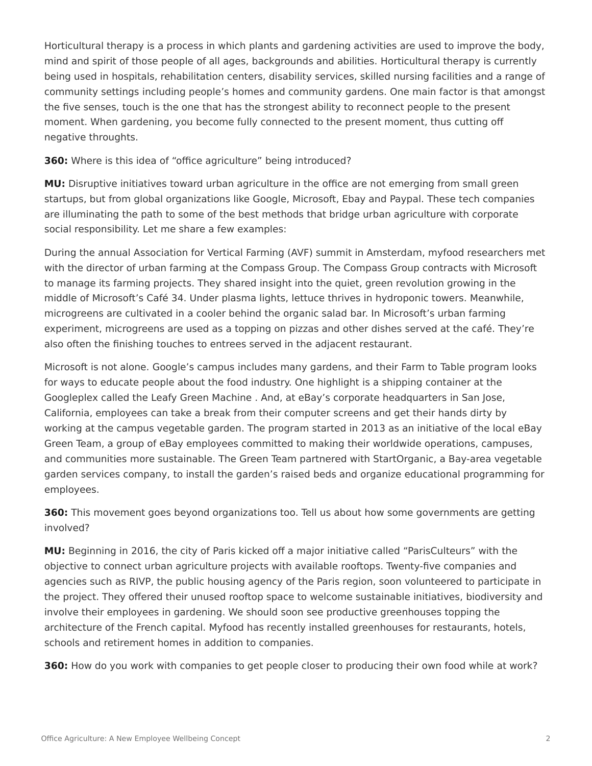Horticultural therapy is a process in which plants and gardening activities are used to improve the body, mind and spirit of those people of all ages, backgrounds and abilities. Horticultural therapy is currently being used in hospitals, rehabilitation centers, disability services, skilled nursing facilities and a range of community settings including people's homes and community gardens. One main factor is that amongst the five senses, touch is the one that has the strongest ability to reconnect people to the present moment. When gardening, you become fully connected to the present moment, thus cutting off negative throughts.

**360:** Where is this idea of "office agriculture" being introduced?

**MU:** Disruptive initiatives toward urban agriculture in the office are not emerging from small green startups, but from global organizations like Google, Microsoft, Ebay and Paypal. These tech companies are illuminating the path to some of the best methods that bridge urban agriculture with corporate social responsibility. Let me share a few examples:

During the annual Association for Vertical Farming (AVF) summit in Amsterdam, myfood researchers met with the director of urban farming at the Compass Group. The Compass Group contracts with Microsoft to manage its farming projects. They shared insight into the quiet, green revolution growing in the middle of Microsoft's Café 34. Under plasma lights, lettuce thrives in hydroponic towers. Meanwhile, microgreens are cultivated in a cooler behind the organic salad bar. In Microsoft's urban farming experiment, microgreens are used as a topping on pizzas and other dishes served at the café. They're also often the finishing touches to entrees served in the adjacent restaurant.

Microsoft is not alone. Google's campus includes many gardens, and their Farm to Table program looks for ways to educate people about the food industry. One highlight is a shipping container at the Googleplex called the Leafy Green Machine . And, at eBay's corporate headquarters in San Jose, California, employees can take a break from their computer screens and get their hands dirty by working at the campus vegetable garden. The program started in 2013 as an initiative of the local eBay Green Team, a group of eBay employees committed to making their worldwide operations, campuses, and communities more sustainable. The Green Team partnered with StartOrganic, a Bay-area vegetable garden services company, to install the garden's raised beds and organize educational programming for employees.

**360:** This movement goes beyond organizations too. Tell us about how some governments are getting involved?

**MU:** Beginning in 2016, the city of Paris kicked off a major initiative called "ParisCulteurs" with the objective to connect urban agriculture projects with available rooftops. Twenty-five companies and agencies such as RIVP, the public housing agency of the Paris region, soon volunteered to participate in the project. They offered their unused rooftop space to welcome sustainable initiatives, biodiversity and involve their employees in gardening. We should soon see productive greenhouses topping the architecture of the French capital. Myfood has recently installed greenhouses for restaurants, hotels, schools and retirement homes in addition to companies.

**360:** How do you work with companies to get people closer to producing their own food while at work?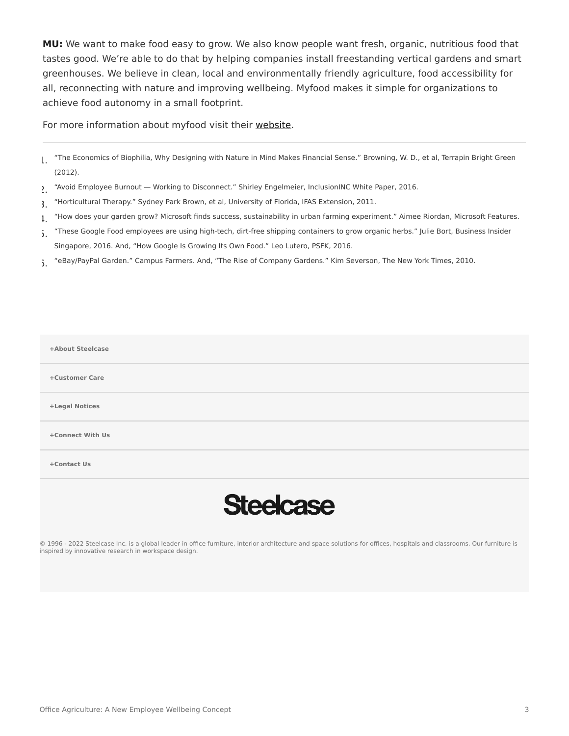**MU:** We want to make food easy to grow. We also know people want fresh, organic, nutritious food that tastes good. We're able to do that by helping companies install freestanding vertical gardens and smart greenhouses. We believe in clean, local and environmentally friendly agriculture, food accessibility for all, reconnecting with nature and improving wellbeing. Myfood makes it simple for organizations to achieve food autonomy in a small footprint.

For more information about myfood visit their website.

---

1. "The Economics of Biophilia, Why Designing with Nature in Mind Makes Financial Sense." Browning, W. D., et al, Terrapin Bright Green (2012).
2. "Avoid Employee Burnout — Working to Disconnect." Shirley Engelmeier, InclusionINC White Paper, 2016.
3. "Horticultural Therapy." Sydney Park Brown, et al, University of Florida, IFAS Extension, 2011.
4. "How does your garden grow? Microsoft finds success, sustainability in urban farming experiment." Aimee Riordan, Microsoft Features.
5. "These Google Food employees are using high-tech, dirt-free shipping containers to grow organic herbs." Julie Bort, Business Insider Singapore, 2016. And, "How Google Is Growing Its Own Food." Leo Lutero, PSFK, 2016.
6. "eBay/PayPal Garden." Campus Farmers. And, "The Rise of Company Gardens." Kim Severson, The New York Times, 2010.

+About Steelcase

+Customer Care

+Legal Notices

+Connect With Us

+Contact Us

Steelcase

© 1996 - 2022 Steelcase Inc. is a global leader in office furniture, interior architecture and space solutions for offices, hospitals and classrooms. Our furniture is inspired by innovative research in workspace design.